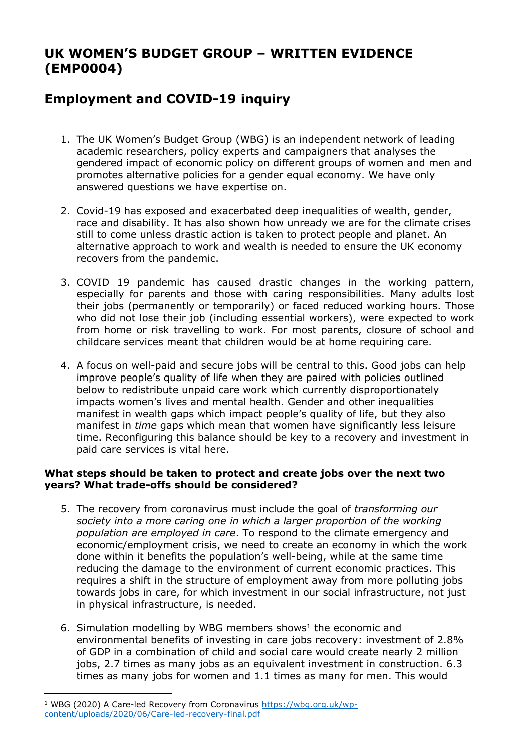# UK WOMEN'S BUDGET GROUP – WRITTEN EVIDENCE (EMP0004)

## Employment and COVID-19 inquiry

1. The UK Women's Budget Group (WBG) is an independent network of leading academic researchers, policy experts and campaigners that analyses the gendered impact of economic policy on different groups of women and men and promotes alternative policies for a gender equal economy. We have only answered questions we have expertise on.

2. Covid-19 has exposed and exacerbated deep inequalities of wealth, gender, race and disability. It has also shown how unready we are for the climate crises still to come unless drastic action is taken to protect people and planet. An alternative approach to work and wealth is needed to ensure the UK economy recovers from the pandemic.

3. COVID 19 pandemic has caused drastic changes in the working pattern, especially for parents and those with caring responsibilities. Many adults lost their jobs (permanently or temporarily) or faced reduced working hours. Those who did not lose their job (including essential workers), were expected to work from home or risk travelling to work. For most parents, closure of school and childcare services meant that children would be at home requiring care.

4. A focus on well-paid and secure jobs will be central to this. Good jobs can help improve people's quality of life when they are paired with policies outlined below to redistribute unpaid care work which currently disproportionately impacts women's lives and mental health. Gender and other inequalities manifest in wealth gaps which impact people's quality of life, but they also manifest in *time* gaps which mean that women have significantly less leisure time. Reconfiguring this balance should be key to a recovery and investment in paid care services is vital here.

**What steps should be taken to protect and create jobs over the next two years? What trade-offs should be considered?**

5. The recovery from coronavirus must include the goal of *transforming our society into a more caring one in which a larger proportion of the working population are employed in care*. To respond to the climate emergency and economic/employment crisis, we need to create an economy in which the work done within it benefits the population's well-being, while at the same time reducing the damage to the environment of current economic practices. This requires a shift in the structure of employment away from more polluting jobs towards jobs in care, for which investment in our social infrastructure, not just in physical infrastructure, is needed.

6. Simulation modelling by WBG members shows[1] the economic and environmental benefits of investing in care jobs recovery: investment of 2.8% of GDP in a combination of child and social care would create nearly 2 million jobs, 2.7 times as many jobs as an equivalent investment in construction. 6.3 times as many jobs for women and 1.1 times as many for men. This would

---

[1] WBG (2020) A Care-led Recovery from Coronavirus https://wbg.org.uk/wp-content/uploads/2020/06/Care-led-recovery-final.pdf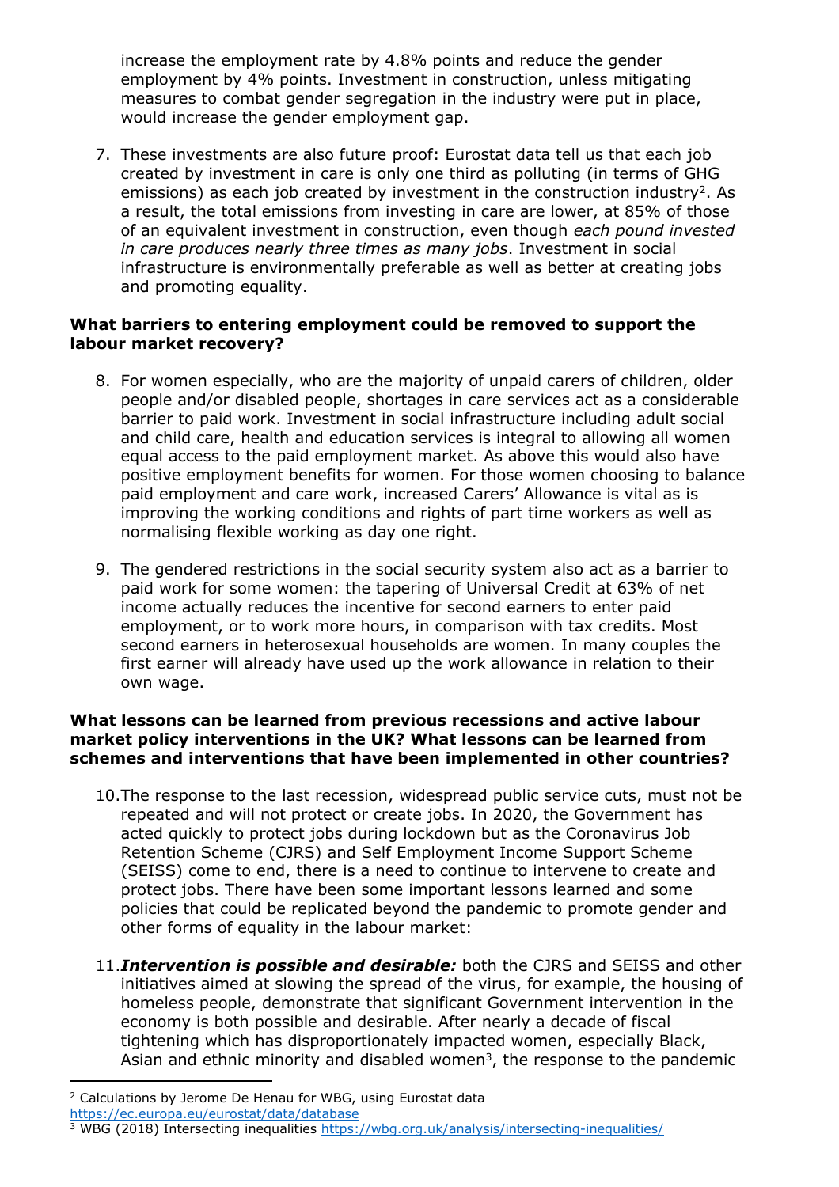increase the employment rate by 4.8% points and reduce the gender employment by 4% points. Investment in construction, unless mitigating measures to combat gender segregation in the industry were put in place, would increase the gender employment gap.

7. These investments are also future proof: Eurostat data tell us that each job created by investment in care is only one third as polluting (in terms of GHG emissions) as each job created by investment in the construction industry[2]. As a result, the total emissions from investing in care are lower, at 85% of those of an equivalent investment in construction, even though *each pound invested in care produces nearly three times as many jobs*. Investment in social infrastructure is environmentally preferable as well as better at creating jobs and promoting equality.

**What barriers to entering employment could be removed to support the labour market recovery?**

8. For women especially, who are the majority of unpaid carers of children, older people and/or disabled people, shortages in care services act as a considerable barrier to paid work. Investment in social infrastructure including adult social and child care, health and education services is integral to allowing all women equal access to the paid employment market. As above this would also have positive employment benefits for women. For those women choosing to balance paid employment and care work, increased Carers' Allowance is vital as is improving the working conditions and rights of part time workers as well as normalising flexible working as day one right.

9. The gendered restrictions in the social security system also act as a barrier to paid work for some women: the tapering of Universal Credit at 63% of net income actually reduces the incentive for second earners to enter paid employment, or to work more hours, in comparison with tax credits. Most second earners in heterosexual households are women. In many couples the first earner will already have used up the work allowance in relation to their own wage.

**What lessons can be learned from previous recessions and active labour market policy interventions in the UK? What lessons can be learned from schemes and interventions that have been implemented in other countries?**

10. The response to the last recession, widespread public service cuts, must not be repeated and will not protect or create jobs. In 2020, the Government has acted quickly to protect jobs during lockdown but as the Coronavirus Job Retention Scheme (CJRS) and Self Employment Income Support Scheme (SEISS) come to end, there is a need to continue to intervene to create and protect jobs. There have been some important lessons learned and some policies that could be replicated beyond the pandemic to promote gender and other forms of equality in the labour market:

11. ***Intervention is possible and desirable:*** both the CJRS and SEISS and other initiatives aimed at slowing the spread of the virus, for example, the housing of homeless people, demonstrate that significant Government intervention in the economy is both possible and desirable. After nearly a decade of fiscal tightening which has disproportionately impacted women, especially Black, Asian and ethnic minority and disabled women[3], the response to the pandemic

---

[2] Calculations by Jerome De Henau for WBG, using Eurostat data https://ec.europa.eu/eurostat/data/database

[3] WBG (2018) Intersecting inequalities https://wbg.org.uk/analysis/intersecting-inequalities/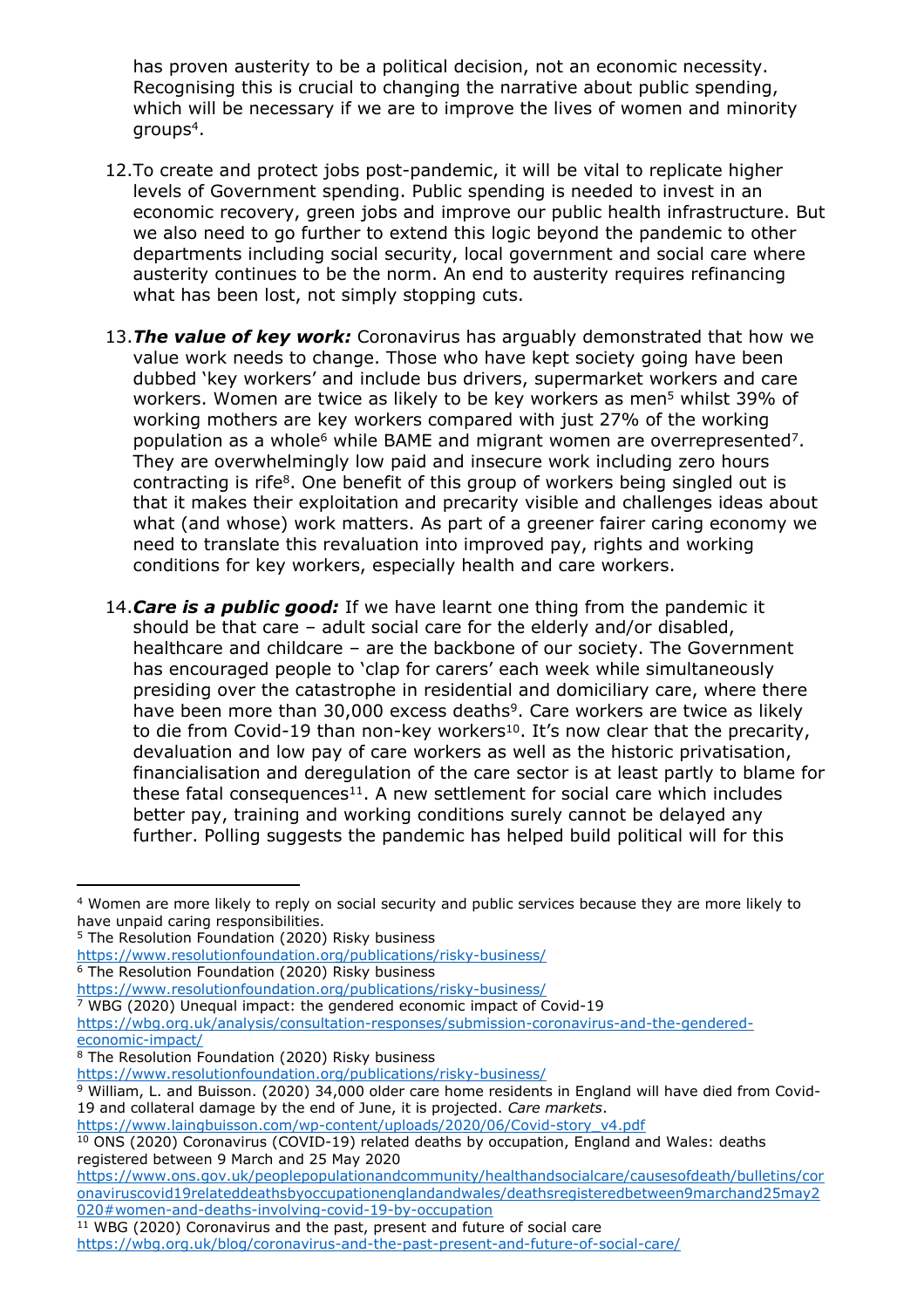has proven austerity to be a political decision, not an economic necessity. Recognising this is crucial to changing the narrative about public spending, which will be necessary if we are to improve the lives of women and minority groups[4].

12. To create and protect jobs post-pandemic, it will be vital to replicate higher levels of Government spending. Public spending is needed to invest in an economic recovery, green jobs and improve our public health infrastructure. But we also need to go further to extend this logic beyond the pandemic to other departments including social security, local government and social care where austerity continues to be the norm. An end to austerity requires refinancing what has been lost, not simply stopping cuts.

13. ***The value of key work:*** Coronavirus has arguably demonstrated that how we value work needs to change. Those who have kept society going have been dubbed 'key workers' and include bus drivers, supermarket workers and care workers. Women are twice as likely to be key workers as men[5] whilst 39% of working mothers are key workers compared with just 27% of the working population as a whole[6] while BAME and migrant women are overrepresented[7]. They are overwhelmingly low paid and insecure work including zero hours contracting is rife[8]. One benefit of this group of workers being singled out is that it makes their exploitation and precarity visible and challenges ideas about what (and whose) work matters. As part of a greener fairer caring economy we need to translate this revaluation into improved pay, rights and working conditions for key workers, especially health and care workers.

14. ***Care is a public good:*** If we have learnt one thing from the pandemic it should be that care – adult social care for the elderly and/or disabled, healthcare and childcare – are the backbone of our society. The Government has encouraged people to 'clap for carers' each week while simultaneously presiding over the catastrophe in residential and domiciliary care, where there have been more than 30,000 excess deaths[9]. Care workers are twice as likely to die from Covid-19 than non-key workers[10]. It's now clear that the precarity, devaluation and low pay of care workers as well as the historic privatisation, financialisation and deregulation of the care sector is at least partly to blame for these fatal consequences[11]. A new settlement for social care which includes better pay, training and working conditions surely cannot be delayed any further. Polling suggests the pandemic has helped build political will for this

---

[4] Women are more likely to reply on social security and public services because they are more likely to have unpaid caring responsibilities.

[5] The Resolution Foundation (2020) Risky business https://www.resolutionfoundation.org/publications/risky-business/

[6] The Resolution Foundation (2020) Risky business https://www.resolutionfoundation.org/publications/risky-business/

[7] WBG (2020) Unequal impact: the gendered economic impact of Covid-19 https://wbg.org.uk/analysis/consultation-responses/submission-coronavirus-and-the-gendered-economic-impact/

[8] The Resolution Foundation (2020) Risky business https://www.resolutionfoundation.org/publications/risky-business/

[9] William, L. and Buisson. (2020) 34,000 older care home residents in England will have died from Covid-19 and collateral damage by the end of June, it is projected. *Care markets*. https://www.laingbuisson.com/wp-content/uploads/2020/06/Covid-story_v4.pdf

[10] ONS (2020) Coronavirus (COVID-19) related deaths by occupation, England and Wales: deaths registered between 9 March and 25 May 2020 https://www.ons.gov.uk/peoplepopulationandcommunity/healthandsocialcare/causesofdeath/bulletins/coronaviruscovid19relateddeathsbyoccupationenglandandwales/deathsregisteredbetween9marchand25may2020#women-and-deaths-involving-covid-19-by-occupation

[11] WBG (2020) Coronavirus and the past, present and future of social care https://wbg.org.uk/blog/coronavirus-and-the-past-present-and-future-of-social-care/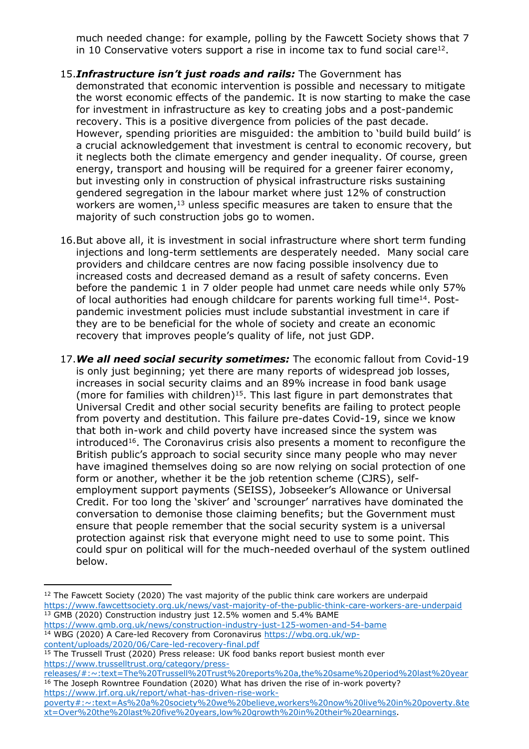much needed change: for example, polling by the Fawcett Society shows that 7 in 10 Conservative voters support a rise in income tax to fund social care[12].

15. ***Infrastructure isn't just roads and rails:*** The Government has demonstrated that economic intervention is possible and necessary to mitigate the worst economic effects of the pandemic. It is now starting to make the case for investment in infrastructure as key to creating jobs and a post-pandemic recovery. This is a positive divergence from policies of the past decade. However, spending priorities are misguided: the ambition to 'build build build' is a crucial acknowledgement that investment is central to economic recovery, but it neglects both the climate emergency and gender inequality. Of course, green energy, transport and housing will be required for a greener fairer economy, but investing only in construction of physical infrastructure risks sustaining gendered segregation in the labour market where just 12% of construction workers are women,[13] unless specific measures are taken to ensure that the majority of such construction jobs go to women.

16. But above all, it is investment in social infrastructure where short term funding injections and long-term settlements are desperately needed. Many social care providers and childcare centres are now facing possible insolvency due to increased costs and decreased demand as a result of safety concerns. Even before the pandemic 1 in 7 older people had unmet care needs while only 57% of local authorities had enough childcare for parents working full time[14]. Post-pandemic investment policies must include substantial investment in care if they are to be beneficial for the whole of society and create an economic recovery that improves people's quality of life, not just GDP.

17. ***We all need social security sometimes:*** The economic fallout from Covid-19 is only just beginning; yet there are many reports of widespread job losses, increases in social security claims and an 89% increase in food bank usage (more for families with children)[15]. This last figure in part demonstrates that Universal Credit and other social security benefits are failing to protect people from poverty and destitution. This failure pre-dates Covid-19, since we know that both in-work and child poverty have increased since the system was introduced[16]. The Coronavirus crisis also presents a moment to reconfigure the British public's approach to social security since many people who may never have imagined themselves doing so are now relying on social protection of one form or another, whether it be the job retention scheme (CJRS), self-employment support payments (SEISS), Jobseeker's Allowance or Universal Credit. For too long the 'skiver' and 'scrounger' narratives have dominated the conversation to demonise those claiming benefits; but the Government must ensure that people remember that the social security system is a universal protection against risk that everyone might need to use to some point. This could spur on political will for the much-needed overhaul of the system outlined below.

---

[12] The Fawcett Society (2020) The vast majority of the public think care workers are underpaid https://www.fawcettsociety.org.uk/news/vast-majority-of-the-public-think-care-workers-are-underpaid

[13] GMB (2020) Construction industry just 12.5% women and 5.4% BAME https://www.gmb.org.uk/news/construction-industry-just-125-women-and-54-bame

[14] WBG (2020) A Care-led Recovery from Coronavirus https://wbg.org.uk/wp-content/uploads/2020/06/Care-led-recovery-final.pdf

[15] The Trussell Trust (2020) Press release: UK food banks report busiest month ever https://www.trusselltrust.org/category/press-releases/#:~:text=The%20Trussell%20Trust%20reports%20a,the%20same%20period%20last%20year

[16] The Joseph Rowntree Foundation (2020) What has driven the rise of in-work poverty? https://www.jrf.org.uk/report/what-has-driven-rise-work-poverty#:~:text=As%20a%20society%20we%20believe,workers%20now%20live%20in%20poverty.&text=Over%20the%20last%20five%20years,low%20growth%20in%20their%20earnings.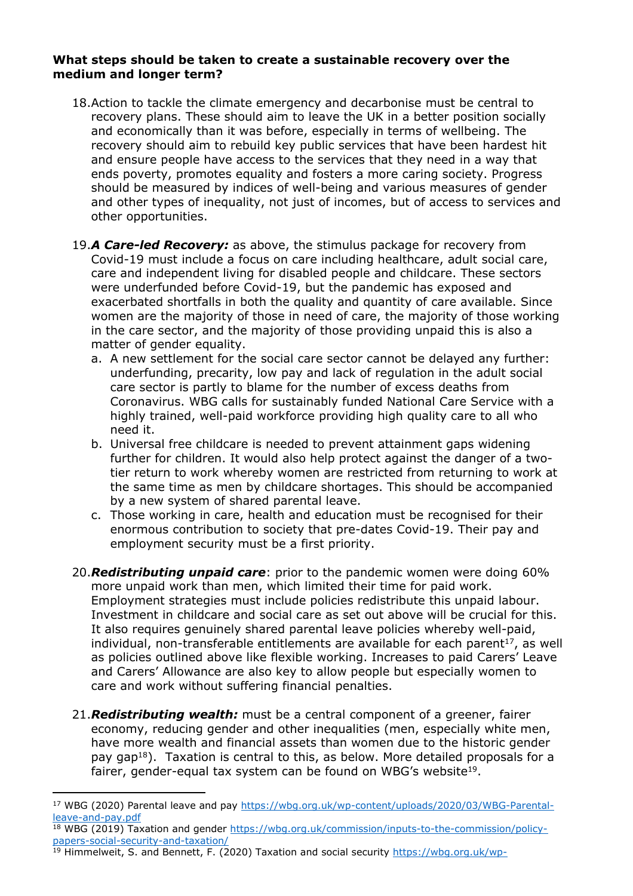**What steps should be taken to create a sustainable recovery over the medium and longer term?**

18. Action to tackle the climate emergency and decarbonise must be central to recovery plans. These should aim to leave the UK in a better position socially and economically than it was before, especially in terms of wellbeing. The recovery should aim to rebuild key public services that have been hardest hit and ensure people have access to the services that they need in a way that ends poverty, promotes equality and fosters a more caring society. Progress should be measured by indices of well-being and various measures of gender and other types of inequality, not just of incomes, but of access to services and other opportunities.

19. ***A Care-led Recovery:*** as above, the stimulus package for recovery from Covid-19 must include a focus on care including healthcare, adult social care, care and independent living for disabled people and childcare. These sectors were underfunded before Covid-19, but the pandemic has exposed and exacerbated shortfalls in both the quality and quantity of care available. Since women are the majority of those in need of care, the majority of those working in the care sector, and the majority of those providing unpaid this is also a matter of gender equality.
    a. A new settlement for the social care sector cannot be delayed any further: underfunding, precarity, low pay and lack of regulation in the adult social care sector is partly to blame for the number of excess deaths from Coronavirus. WBG calls for sustainably funded National Care Service with a highly trained, well-paid workforce providing high quality care to all who need it.
    b. Universal free childcare is needed to prevent attainment gaps widening further for children. It would also help protect against the danger of a two-tier return to work whereby women are restricted from returning to work at the same time as men by childcare shortages. This should be accompanied by a new system of shared parental leave.
    c. Those working in care, health and education must be recognised for their enormous contribution to society that pre-dates Covid-19. Their pay and employment security must be a first priority.

20. ***Redistributing unpaid care***: prior to the pandemic women were doing 60% more unpaid work than men, which limited their time for paid work. Employment strategies must include policies redistribute this unpaid labour. Investment in childcare and social care as set out above will be crucial for this. It also requires genuinely shared parental leave policies whereby well-paid, individual, non-transferable entitlements are available for each parent[17], as well as policies outlined above like flexible working. Increases to paid Carers' Leave and Carers' Allowance are also key to allow people but especially women to care and work without suffering financial penalties.

21. ***Redistributing wealth:*** must be a central component of a greener, fairer economy, reducing gender and other inequalities (men, especially white men, have more wealth and financial assets than women due to the historic gender pay gap[18]). Taxation is central to this, as below. More detailed proposals for a fairer, gender-equal tax system can be found on WBG's website[19].

---

[17] WBG (2020) Parental leave and pay https://wbg.org.uk/wp-content/uploads/2020/03/WBG-Parental-leave-and-pay.pdf

[18] WBG (2019) Taxation and gender https://wbg.org.uk/commission/inputs-to-the-commission/policy-papers-social-security-and-taxation/

[19] Himmelweit, S. and Bennett, F. (2020) Taxation and social security https://wbg.org.uk/wp-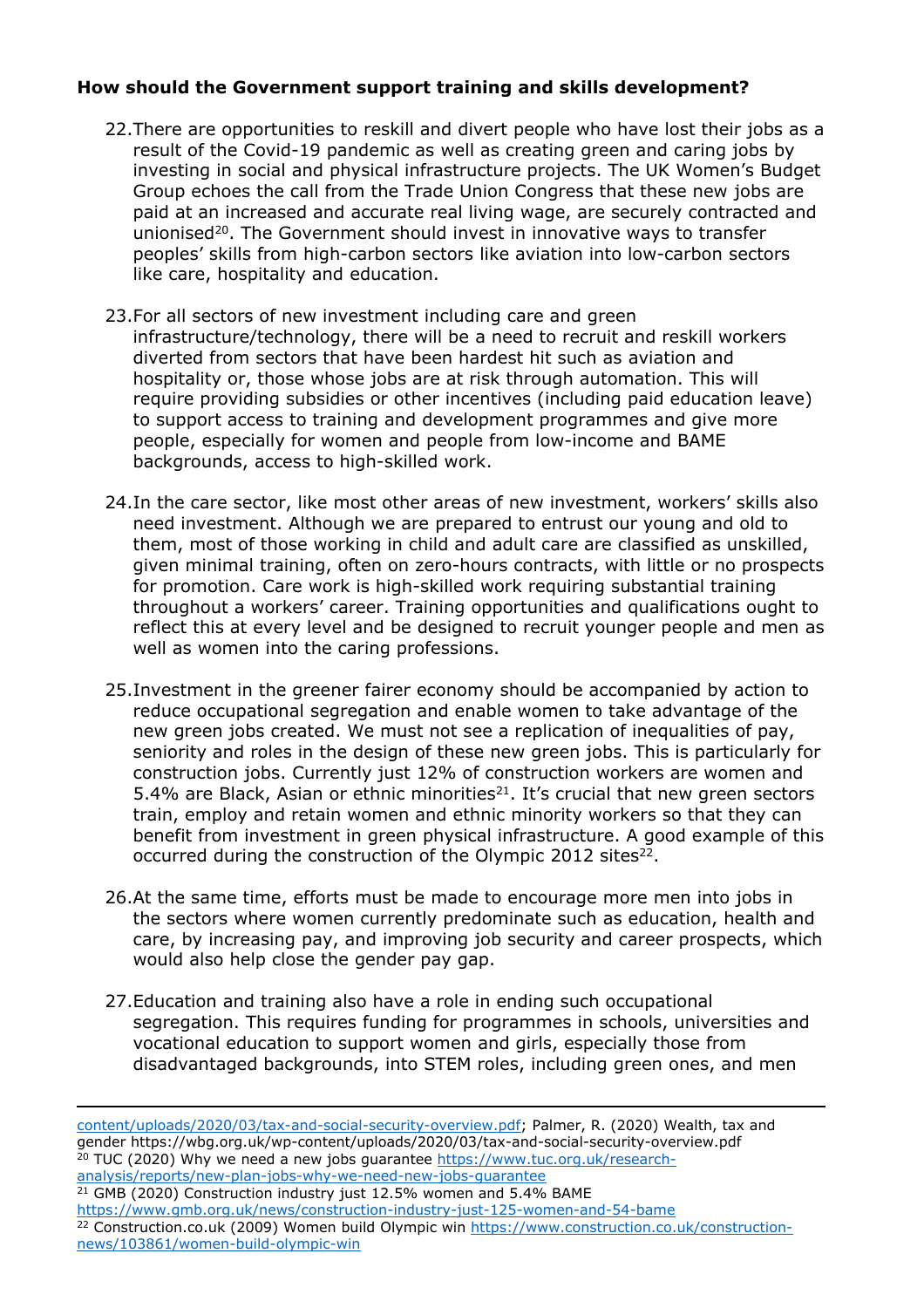**How should the Government support training and skills development?**

22. There are opportunities to reskill and divert people who have lost their jobs as a result of the Covid-19 pandemic as well as creating green and caring jobs by investing in social and physical infrastructure projects. The UK Women's Budget Group echoes the call from the Trade Union Congress that these new jobs are paid at an increased and accurate real living wage, are securely contracted and unionised[20]. The Government should invest in innovative ways to transfer peoples' skills from high-carbon sectors like aviation into low-carbon sectors like care, hospitality and education.

23. For all sectors of new investment including care and green infrastructure/technology, there will be a need to recruit and reskill workers diverted from sectors that have been hardest hit such as aviation and hospitality or, those whose jobs are at risk through automation. This will require providing subsidies or other incentives (including paid education leave) to support access to training and development programmes and give more people, especially for women and people from low-income and BAME backgrounds, access to high-skilled work.

24. In the care sector, like most other areas of new investment, workers' skills also need investment. Although we are prepared to entrust our young and old to them, most of those working in child and adult care are classified as unskilled, given minimal training, often on zero-hours contracts, with little or no prospects for promotion. Care work is high-skilled work requiring substantial training throughout a workers' career. Training opportunities and qualifications ought to reflect this at every level and be designed to recruit younger people and men as well as women into the caring professions.

25. Investment in the greener fairer economy should be accompanied by action to reduce occupational segregation and enable women to take advantage of the new green jobs created. We must not see a replication of inequalities of pay, seniority and roles in the design of these new green jobs. This is particularly for construction jobs. Currently just 12% of construction workers are women and 5.4% are Black, Asian or ethnic minorities[21]. It's crucial that new green sectors train, employ and retain women and ethnic minority workers so that they can benefit from investment in green physical infrastructure. A good example of this occurred during the construction of the Olympic 2012 sites[22].

26. At the same time, efforts must be made to encourage more men into jobs in the sectors where women currently predominate such as education, health and care, by increasing pay, and improving job security and career prospects, which would also help close the gender pay gap.

27. Education and training also have a role in ending such occupational segregation. This requires funding for programmes in schools, universities and vocational education to support women and girls, especially those from disadvantaged backgrounds, into STEM roles, including green ones, and men

---

content/uploads/2020/03/tax-and-social-security-overview.pdf; Palmer, R. (2020) Wealth, tax and gender https://wbg.org.uk/wp-content/uploads/2020/03/tax-and-social-security-overview.pdf

[20] TUC (2020) Why we need a new jobs guarantee https://www.tuc.org.uk/research-analysis/reports/new-plan-jobs-why-we-need-new-jobs-guarantee

[21] GMB (2020) Construction industry just 12.5% women and 5.4% BAME https://www.gmb.org.uk/news/construction-industry-just-125-women-and-54-bame

[22] Construction.co.uk (2009) Women build Olympic win https://www.construction.co.uk/construction-news/103861/women-build-olympic-win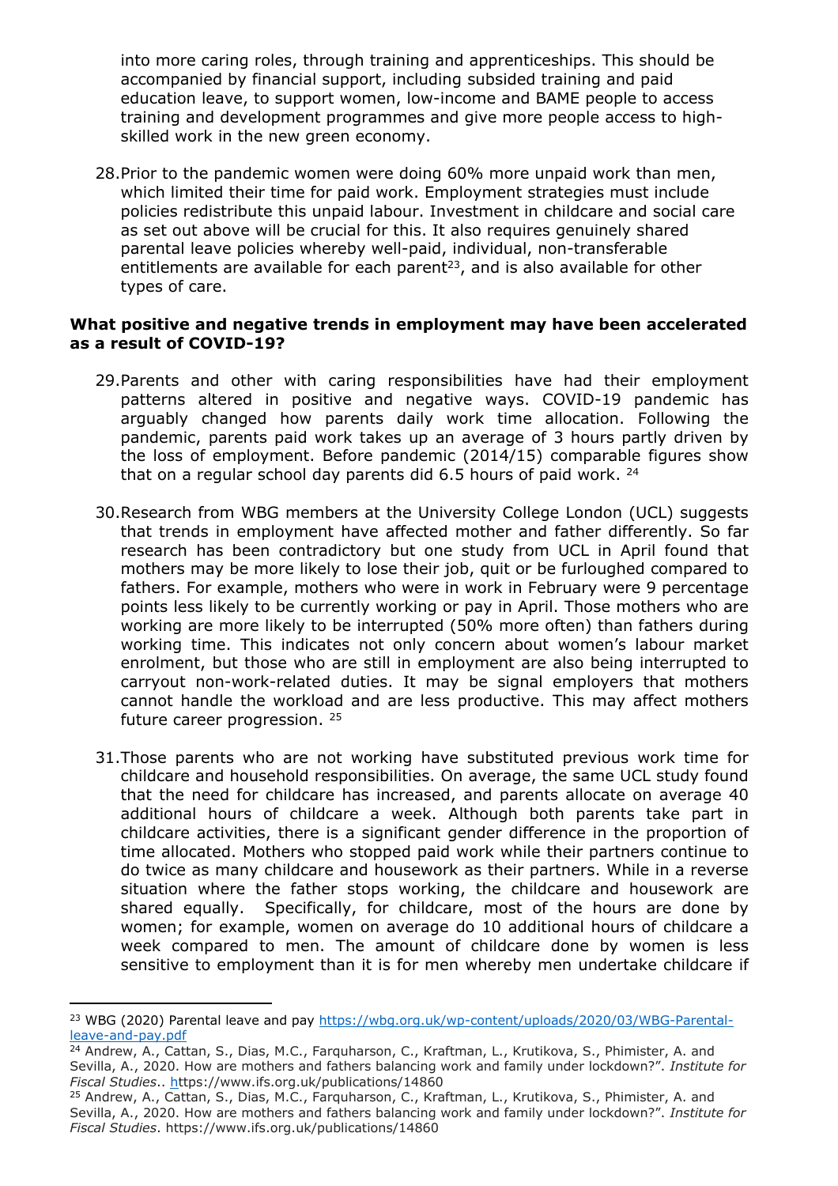into more caring roles, through training and apprenticeships. This should be accompanied by financial support, including subsided training and paid education leave, to support women, low-income and BAME people to access training and development programmes and give more people access to high-skilled work in the new green economy.

28. Prior to the pandemic women were doing 60% more unpaid work than men, which limited their time for paid work. Employment strategies must include policies redistribute this unpaid labour. Investment in childcare and social care as set out above will be crucial for this. It also requires genuinely shared parental leave policies whereby well-paid, individual, non-transferable entitlements are available for each parent[23], and is also available for other types of care.

**What positive and negative trends in employment may have been accelerated as a result of COVID-19?**

29. Parents and other with caring responsibilities have had their employment patterns altered in positive and negative ways. COVID-19 pandemic has arguably changed how parents daily work time allocation. Following the pandemic, parents paid work takes up an average of 3 hours partly driven by the loss of employment. Before pandemic (2014/15) comparable figures show that on a regular school day parents did 6.5 hours of paid work. [24]

30. Research from WBG members at the University College London (UCL) suggests that trends in employment have affected mother and father differently. So far research has been contradictory but one study from UCL in April found that mothers may be more likely to lose their job, quit or be furloughed compared to fathers. For example, mothers who were in work in February were 9 percentage points less likely to be currently working or pay in April. Those mothers who are working are more likely to be interrupted (50% more often) than fathers during working time. This indicates not only concern about women's labour market enrolment, but those who are still in employment are also being interrupted to carryout non-work-related duties. It may be signal employers that mothers cannot handle the workload and are less productive. This may affect mothers future career progression. [25]

31. Those parents who are not working have substituted previous work time for childcare and household responsibilities. On average, the same UCL study found that the need for childcare has increased, and parents allocate on average 40 additional hours of childcare a week. Although both parents take part in childcare activities, there is a significant gender difference in the proportion of time allocated. Mothers who stopped paid work while their partners continue to do twice as many childcare and housework as their partners. While in a reverse situation where the father stops working, the childcare and housework are shared equally. Specifically, for childcare, most of the hours are done by women; for example, women on average do 10 additional hours of childcare a week compared to men. The amount of childcare done by women is less sensitive to employment than it is for men whereby men undertake childcare if

---

[23] WBG (2020) Parental leave and pay https://wbg.org.uk/wp-content/uploads/2020/03/WBG-Parental-leave-and-pay.pdf

[24] Andrew, A., Cattan, S., Dias, M.C., Farquharson, C., Kraftman, L., Krutikova, S., Phimister, A. and Sevilla, A., 2020. How are mothers and fathers balancing work and family under lockdown?". *Institute for Fiscal Studies*.. https://www.ifs.org.uk/publications/14860

[25] Andrew, A., Cattan, S., Dias, M.C., Farquharson, C., Kraftman, L., Krutikova, S., Phimister, A. and Sevilla, A., 2020. How are mothers and fathers balancing work and family under lockdown?". *Institute for Fiscal Studies*. https://www.ifs.org.uk/publications/14860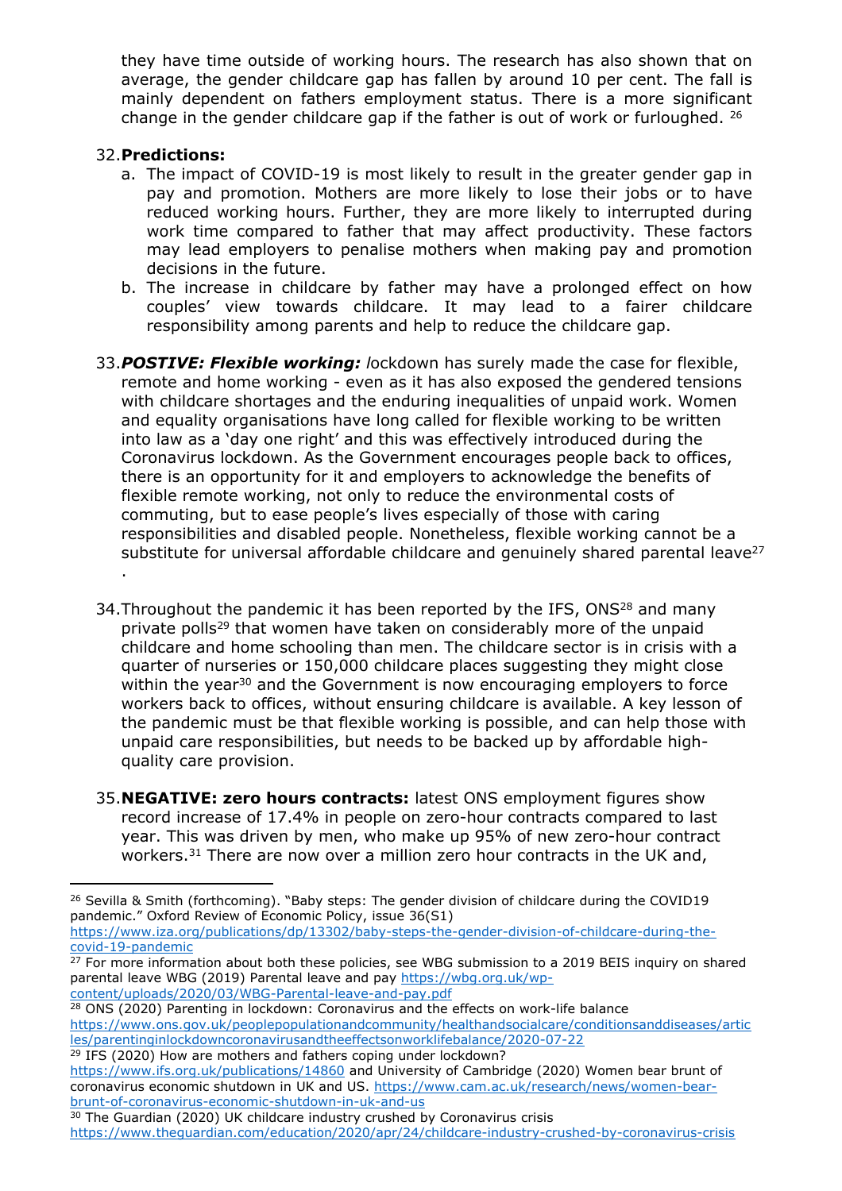they have time outside of working hours. The research has also shown that on average, the gender childcare gap has fallen by around 10 per cent. The fall is mainly dependent on fathers employment status. There is a more significant change in the gender childcare gap if the father is out of work or furloughed. [26]

32. **Predictions:**
    a. The impact of COVID-19 is most likely to result in the greater gender gap in pay and promotion. Mothers are more likely to lose their jobs or to have reduced working hours. Further, they are more likely to interrupted during work time compared to father that may affect productivity. These factors may lead employers to penalise mothers when making pay and promotion decisions in the future.
    b. The increase in childcare by father may have a prolonged effect on how couples' view towards childcare. It may lead to a fairer childcare responsibility among parents and help to reduce the childcare gap.

33. ***POSTIVE: Flexible working:*** *l*ockdown has surely made the case for flexible, remote and home working - even as it has also exposed the gendered tensions with childcare shortages and the enduring inequalities of unpaid work. Women and equality organisations have long called for flexible working to be written into law as a 'day one right' and this was effectively introduced during the Coronavirus lockdown. As the Government encourages people back to offices, there is an opportunity for it and employers to acknowledge the benefits of flexible remote working, not only to reduce the environmental costs of commuting, but to ease people's lives especially of those with caring responsibilities and disabled people. Nonetheless, flexible working cannot be a substitute for universal affordable childcare and genuinely shared parental leave[27].

34. Throughout the pandemic it has been reported by the IFS, ONS[28] and many private polls[29] that women have taken on considerably more of the unpaid childcare and home schooling than men. The childcare sector is in crisis with a quarter of nurseries or 150,000 childcare places suggesting they might close within the year[30] and the Government is now encouraging employers to force workers back to offices, without ensuring childcare is available. A key lesson of the pandemic must be that flexible working is possible, and can help those with unpaid care responsibilities, but needs to be backed up by affordable high-quality care provision.

35. **NEGATIVE: zero hours contracts:** latest ONS employment figures show record increase of 17.4% in people on zero-hour contracts compared to last year. This was driven by men, who make up 95% of new zero-hour contract workers.[31] There are now over a million zero hour contracts in the UK and,

---

[26] Sevilla & Smith (forthcoming). "Baby steps: The gender division of childcare during the COVID19 pandemic." Oxford Review of Economic Policy, issue 36(S1) https://www.iza.org/publications/dp/13302/baby-steps-the-gender-division-of-childcare-during-the-covid-19-pandemic

[27] For more information about both these policies, see WBG submission to a 2019 BEIS inquiry on shared parental leave WBG (2019) Parental leave and pay https://wbg.org.uk/wp-content/uploads/2020/03/WBG-Parental-leave-and-pay.pdf

[28] ONS (2020) Parenting in lockdown: Coronavirus and the effects on work-life balance https://www.ons.gov.uk/peoplepopulationandcommunity/healthandsocialcare/conditionsanddiseases/articles/parentinginlockdowncoronavirusandtheeffectsonworklifebalance/2020-07-22

[29] IFS (2020) How are mothers and fathers coping under lockdown? https://www.ifs.org.uk/publications/14860 and University of Cambridge (2020) Women bear brunt of coronavirus economic shutdown in UK and US. https://www.cam.ac.uk/research/news/women-bear-brunt-of-coronavirus-economic-shutdown-in-uk-and-us

[30] The Guardian (2020) UK childcare industry crushed by Coronavirus crisis https://www.theguardian.com/education/2020/apr/24/childcare-industry-crushed-by-coronavirus-crisis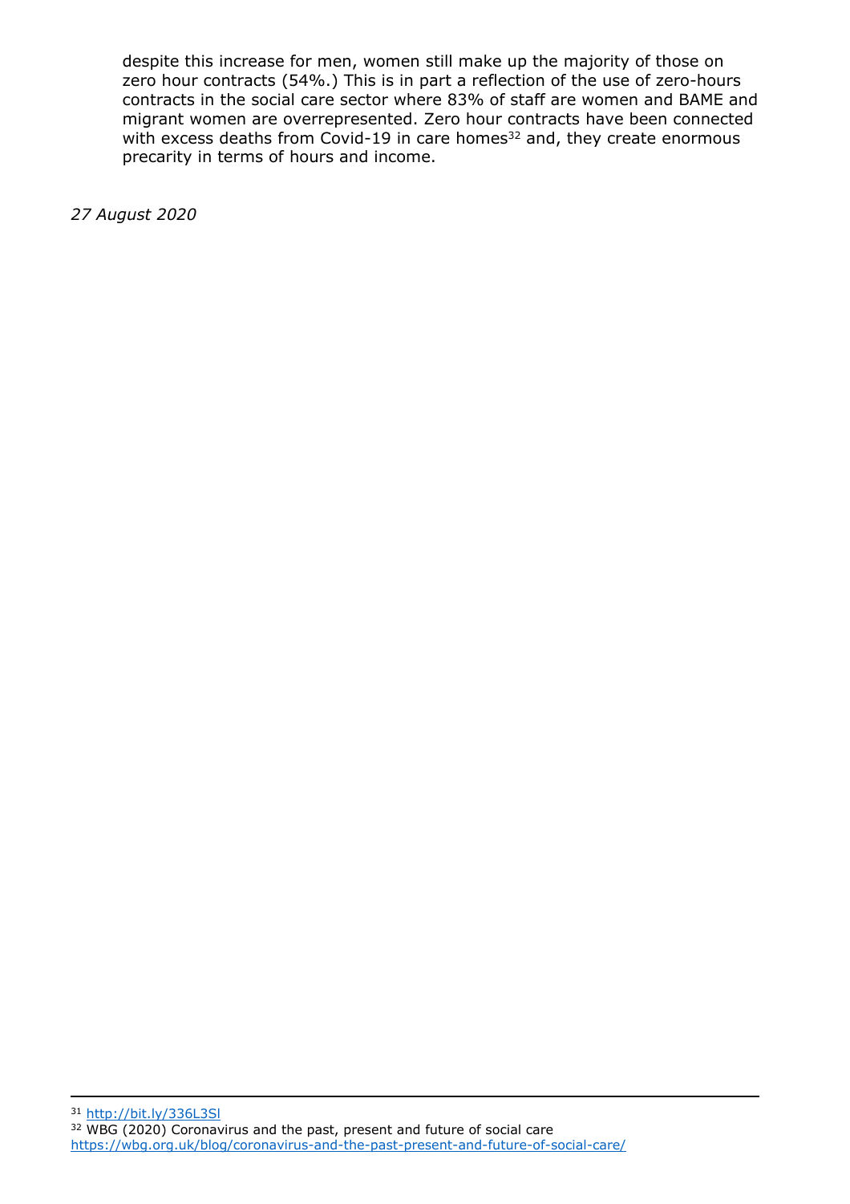despite this increase for men, women still make up the majority of those on zero hour contracts (54%.) This is in part a reflection of the use of zero-hours contracts in the social care sector where 83% of staff are women and BAME and migrant women are overrepresented. Zero hour contracts have been connected with excess deaths from Covid-19 in care homes[32] and, they create enormous precarity in terms of hours and income.

*27 August 2020*

---

[31] http://bit.ly/336L3Sl

[32] WBG (2020) Coronavirus and the past, present and future of social care https://wbg.org.uk/blog/coronavirus-and-the-past-present-and-future-of-social-care/